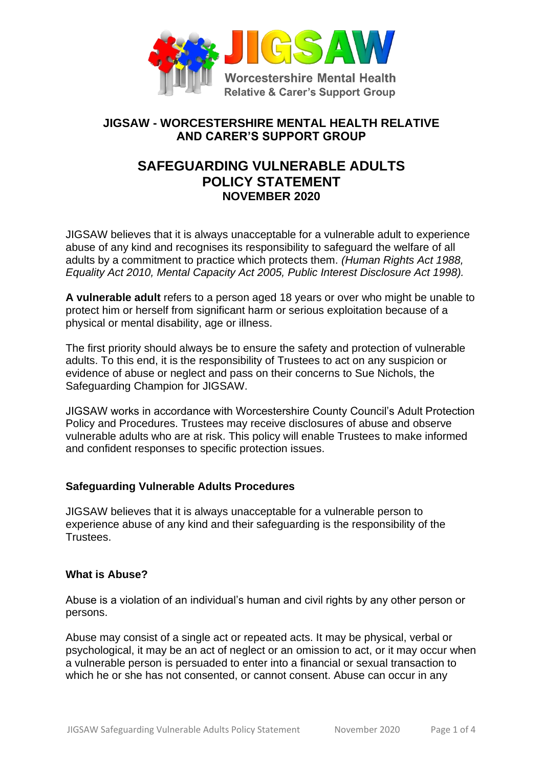# JIGSAW - WORCESTERSHIRE MENTAL HEALTH RELATIVE AND CARER'S SUPPORT GROUP

## SAFEGUARDING VULNERABLE ADULTS POLICY STATEMENT

### NOVEMBER 2020

JIGSAW believes that it is always unacceptable for a vulnerable adult to experience abuse of any kind and recognises its responsibility to safeguard the welfare of all adults by a commitment to practice which protects them. *(Human Rights Act 1988, Equality Act 2010, Mental Capacity Act 2005, Public Interest Disclosure Act 1998).*

**A vulnerable adult** refers to a person aged 18 years or over who might be unable to protect him or herself from significant harm or serious exploitation because of a physical or mental disability, age or illness.

The first priority should always be to ensure the safety and protection of vulnerable adults. To this end, it is the responsibility of Trustees to act on any suspicion or evidence of abuse or neglect and pass on their concerns to Sue Nichols, the Safeguarding Champion for JIGSAW.

JIGSAW works in accordance with Worcestershire County Council's Adult Protection Policy and Procedures. Trustees may receive disclosures of abuse and observe vulnerable adults who are at risk. This policy will enable Trustees to make informed and confident responses to specific protection issues.

### Safeguarding Vulnerable Adults Procedures

JIGSAW believes that it is always unacceptable for a vulnerable person to experience abuse of any kind and their safeguarding is the responsibility of the Trustees.

### What is Abuse?

Abuse is a violation of an individual's human and civil rights by any other person or persons.

Abuse may consist of a single act or repeated acts. It may be physical, verbal or psychological, it may be an act of neglect or an omission to act, or it may occur when a vulnerable person is persuaded to enter into a financial or sexual transaction to which he or she has not consented, or cannot consent. Abuse can occur in any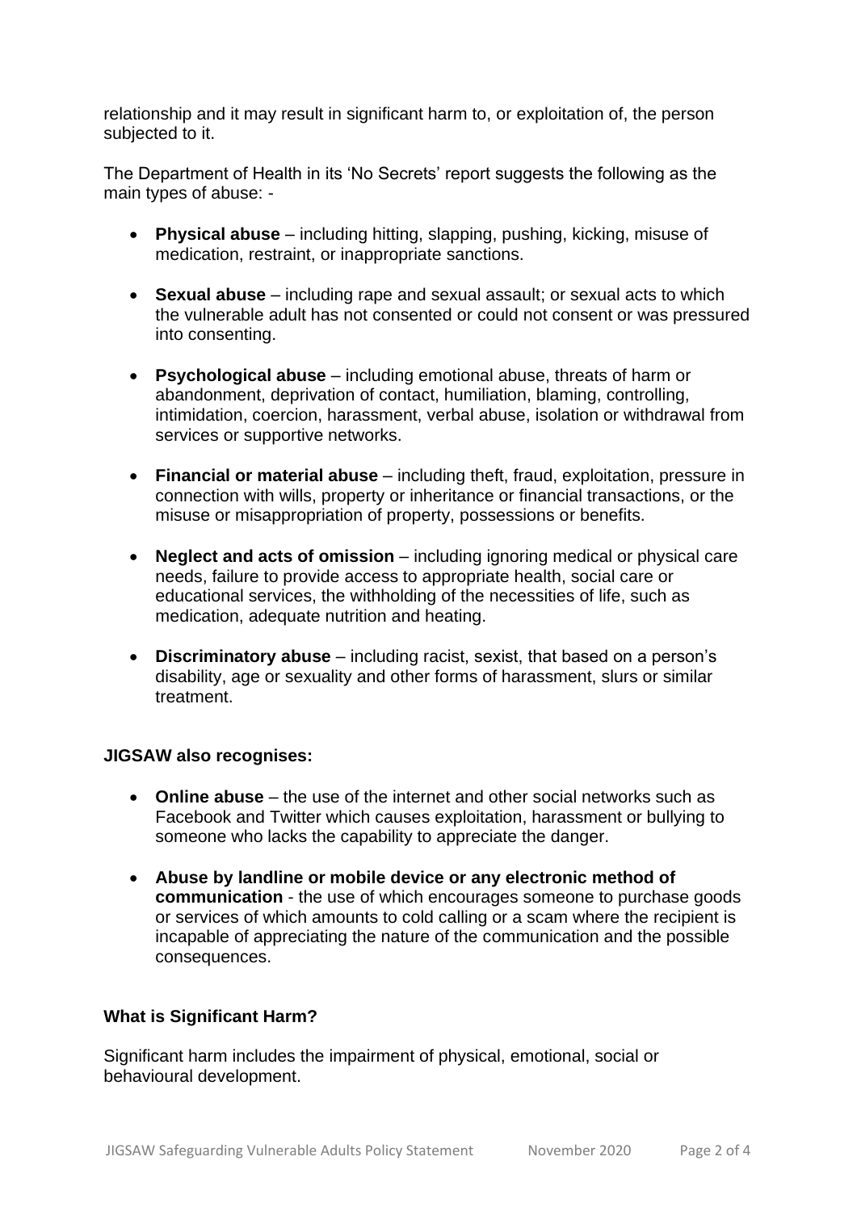relationship and it may result in significant harm to, or exploitation of, the person subjected to it.

The Department of Health in its 'No Secrets' report suggests the following as the main types of abuse: -

- **Physical abuse** – including hitting, slapping, pushing, kicking, misuse of medication, restraint, or inappropriate sanctions.
- **Sexual abuse** – including rape and sexual assault; or sexual acts to which the vulnerable adult has not consented or could not consent or was pressured into consenting.
- **Psychological abuse** – including emotional abuse, threats of harm or abandonment, deprivation of contact, humiliation, blaming, controlling, intimidation, coercion, harassment, verbal abuse, isolation or withdrawal from services or supportive networks.
- **Financial or material abuse** – including theft, fraud, exploitation, pressure in connection with wills, property or inheritance or financial transactions, or the misuse or misappropriation of property, possessions or benefits.
- **Neglect and acts of omission** – including ignoring medical or physical care needs, failure to provide access to appropriate health, social care or educational services, the withholding of the necessities of life, such as medication, adequate nutrition and heating.
- **Discriminatory abuse** – including racist, sexist, that based on a person's disability, age or sexuality and other forms of harassment, slurs or similar treatment.

**JIGSAW also recognises:**

- **Online abuse** – the use of the internet and other social networks such as Facebook and Twitter which causes exploitation, harassment or bullying to someone who lacks the capability to appreciate the danger.
- **Abuse by landline or mobile device or any electronic method of communication** - the use of which encourages someone to purchase goods or services of which amounts to cold calling or a scam where the recipient is incapable of appreciating the nature of the communication and the possible consequences.

**What is Significant Harm?**

Significant harm includes the impairment of physical, emotional, social or behavioural development.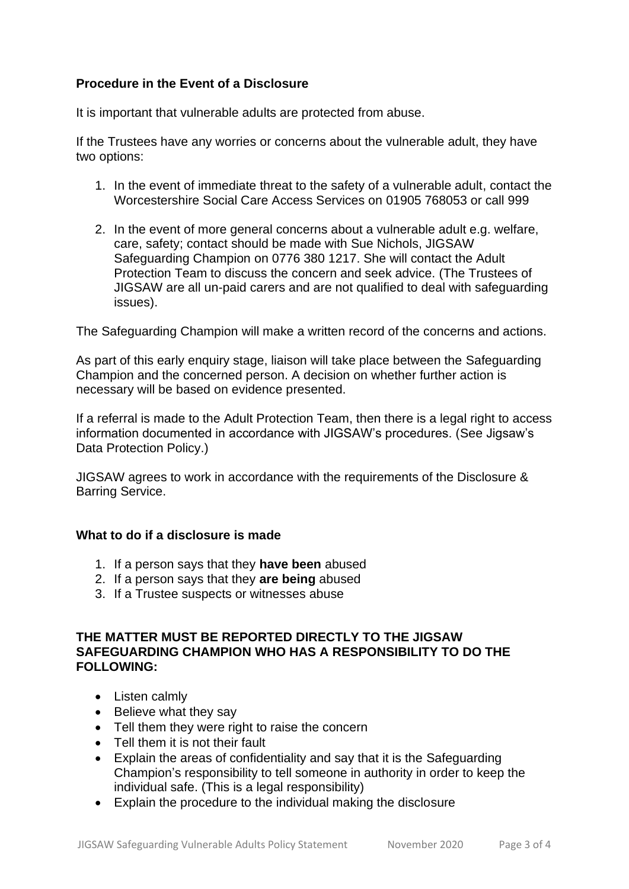**Procedure in the Event of a Disclosure**

It is important that vulnerable adults are protected from abuse.

If the Trustees have any worries or concerns about the vulnerable adult, they have two options:

1. In the event of immediate threat to the safety of a vulnerable adult, contact the Worcestershire Social Care Access Services on 01905 768053 or call 999
2. In the event of more general concerns about a vulnerable adult e.g. welfare, care, safety; contact should be made with Sue Nichols, JIGSAW Safeguarding Champion on 0776 380 1217. She will contact the Adult Protection Team to discuss the concern and seek advice. (The Trustees of JIGSAW are all un-paid carers and are not qualified to deal with safeguarding issues).

The Safeguarding Champion will make a written record of the concerns and actions.

As part of this early enquiry stage, liaison will take place between the Safeguarding Champion and the concerned person. A decision on whether further action is necessary will be based on evidence presented.

If a referral is made to the Adult Protection Team, then there is a legal right to access information documented in accordance with JIGSAW's procedures. (See Jigsaw's Data Protection Policy.)

JIGSAW agrees to work in accordance with the requirements of the Disclosure & Barring Service.

**What to do if a disclosure is made**

1. If a person says that they **have been** abused
2. If a person says that they **are being** abused
3. If a Trustee suspects or witnesses abuse

**THE MATTER MUST BE REPORTED DIRECTLY TO THE JIGSAW SAFEGUARDING CHAMPION WHO HAS A RESPONSIBILITY TO DO THE FOLLOWING:**

- Listen calmly
- Believe what they say
- Tell them they were right to raise the concern
- Tell them it is not their fault
- Explain the areas of confidentiality and say that it is the Safeguarding Champion's responsibility to tell someone in authority in order to keep the individual safe. (This is a legal responsibility)
- Explain the procedure to the individual making the disclosure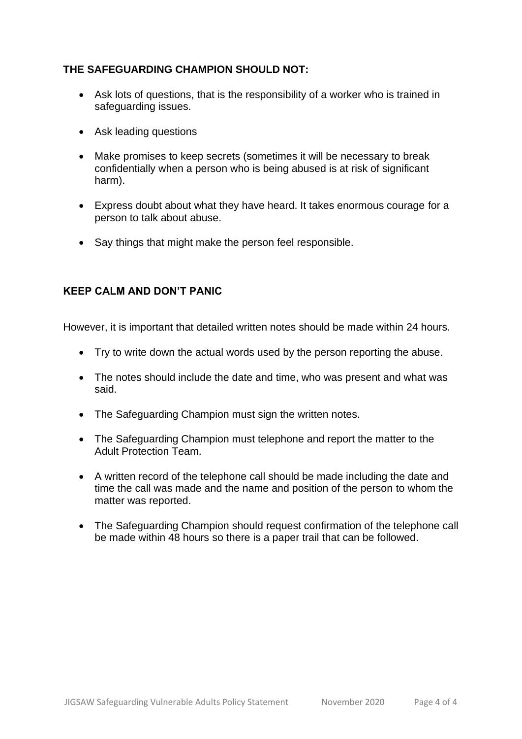### THE SAFEGUARDING CHAMPION SHOULD NOT:

- Ask lots of questions, that is the responsibility of a worker who is trained in safeguarding issues.
- Ask leading questions
- Make promises to keep secrets (sometimes it will be necessary to break confidentially when a person who is being abused is at risk of significant harm).
- Express doubt about what they have heard. It takes enormous courage for a person to talk about abuse.
- Say things that might make the person feel responsible.

### KEEP CALM AND DON'T PANIC

However, it is important that detailed written notes should be made within 24 hours.

- Try to write down the actual words used by the person reporting the abuse.
- The notes should include the date and time, who was present and what was said.
- The Safeguarding Champion must sign the written notes.
- The Safeguarding Champion must telephone and report the matter to the Adult Protection Team.
- A written record of the telephone call should be made including the date and time the call was made and the name and position of the person to whom the matter was reported.
- The Safeguarding Champion should request confirmation of the telephone call be made within 48 hours so there is a paper trail that can be followed.